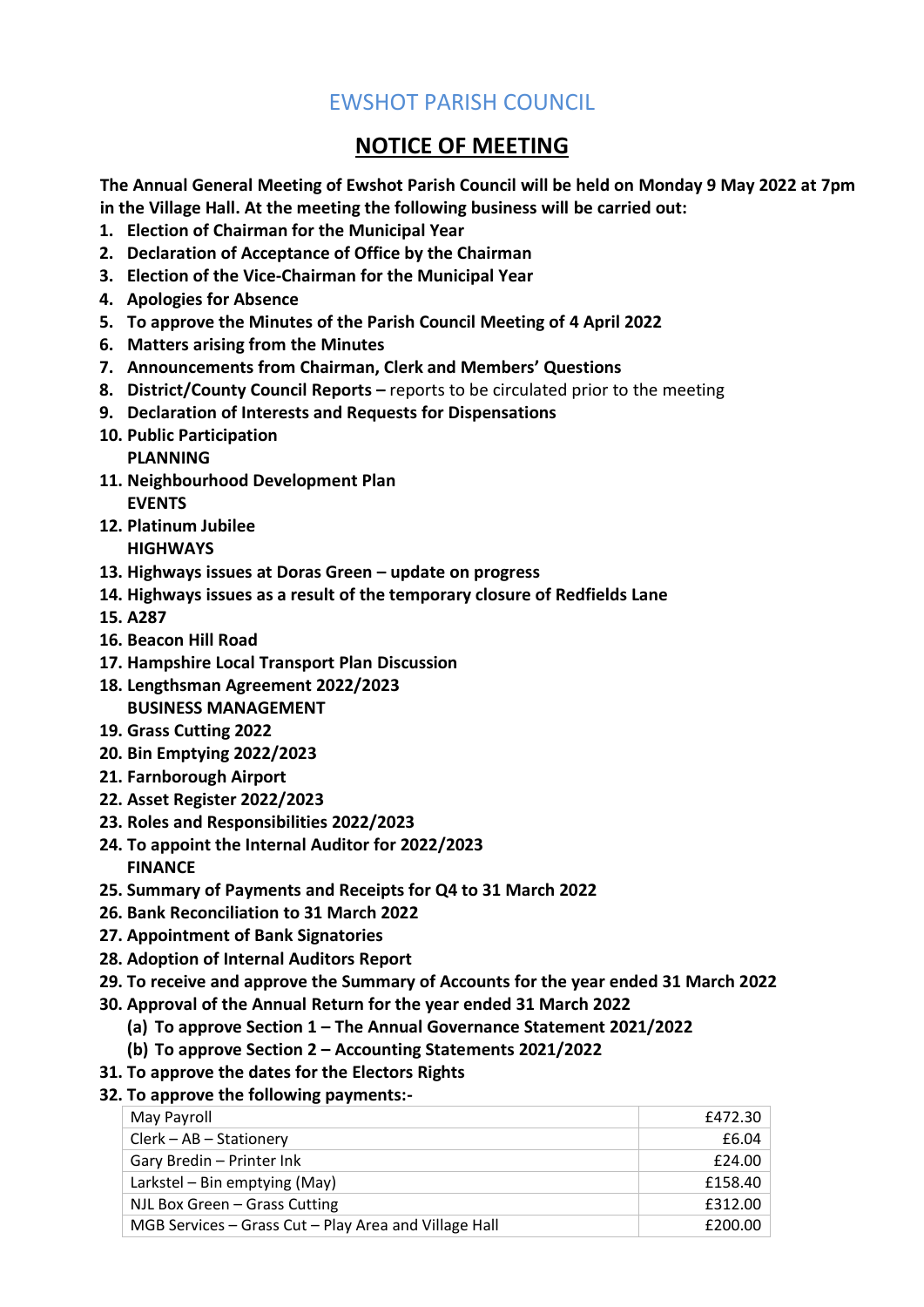# EWSHOT PARISH COUNCIL

## NOTICE OF MEETING

**The Annual General Meeting of Ewshot Parish Council will be held on Monday 9 May 2022 at 7pm in the Village Hall. At the meeting the following business will be carried out:**

1. **Election of Chairman for the Municipal Year**
2. **Declaration of Acceptance of Office by the Chairman**
3. **Election of the Vice-Chairman for the Municipal Year**
4. **Apologies for Absence**
5. **To approve the Minutes of the Parish Council Meeting of 4 April 2022**
6. **Matters arising from the Minutes**
7. **Announcements from Chairman, Clerk and Members' Questions**
8. **District/County Council Reports –** reports to be circulated prior to the meeting
9. **Declaration of Interests and Requests for Dispensations**
10. **Public Participation**

    **PLANNING**

11. **Neighbourhood Development Plan**

    **EVENTS**

12. **Platinum Jubilee**

    **HIGHWAYS**

13. **Highways issues at Doras Green – update on progress**
14. **Highways issues as a result of the temporary closure of Redfields Lane**
15. **A287**
16. **Beacon Hill Road**
17. **Hampshire Local Transport Plan Discussion**
18. **Lengthsman Agreement 2022/2023**

    **BUSINESS MANAGEMENT**

19. **Grass Cutting 2022**
20. **Bin Emptying 2022/2023**
21. **Farnborough Airport**
22. **Asset Register 2022/2023**
23. **Roles and Responsibilities 2022/2023**
24. **To appoint the Internal Auditor for 2022/2023**

    **FINANCE**

25. **Summary of Payments and Receipts for Q4 to 31 March 2022**
26. **Bank Reconciliation to 31 March 2022**
27. **Appointment of Bank Signatories**
28. **Adoption of Internal Auditors Report**
29. **To receive and approve the Summary of Accounts for the year ended 31 March 2022**
30. **Approval of the Annual Return for the year ended 31 March 2022**
    - **(a) To approve Section 1 – The Annual Governance Statement 2021/2022**
    - **(b) To approve Section 2 – Accounting Statements 2021/2022**
31. **To approve the dates for the Electors Rights**
32. **To approve the following payments:-**

| Payment | Amount |
|---|---|
| May Payroll | £472.30 |
| Clerk – AB – Stationery | £6.04 |
| Gary Bredin – Printer Ink | £24.00 |
| Larkstel – Bin emptying (May) | £158.40 |
| NJL Box Green – Grass Cutting | £312.00 |
| MGB Services – Grass Cut – Play Area and Village Hall | £200.00 |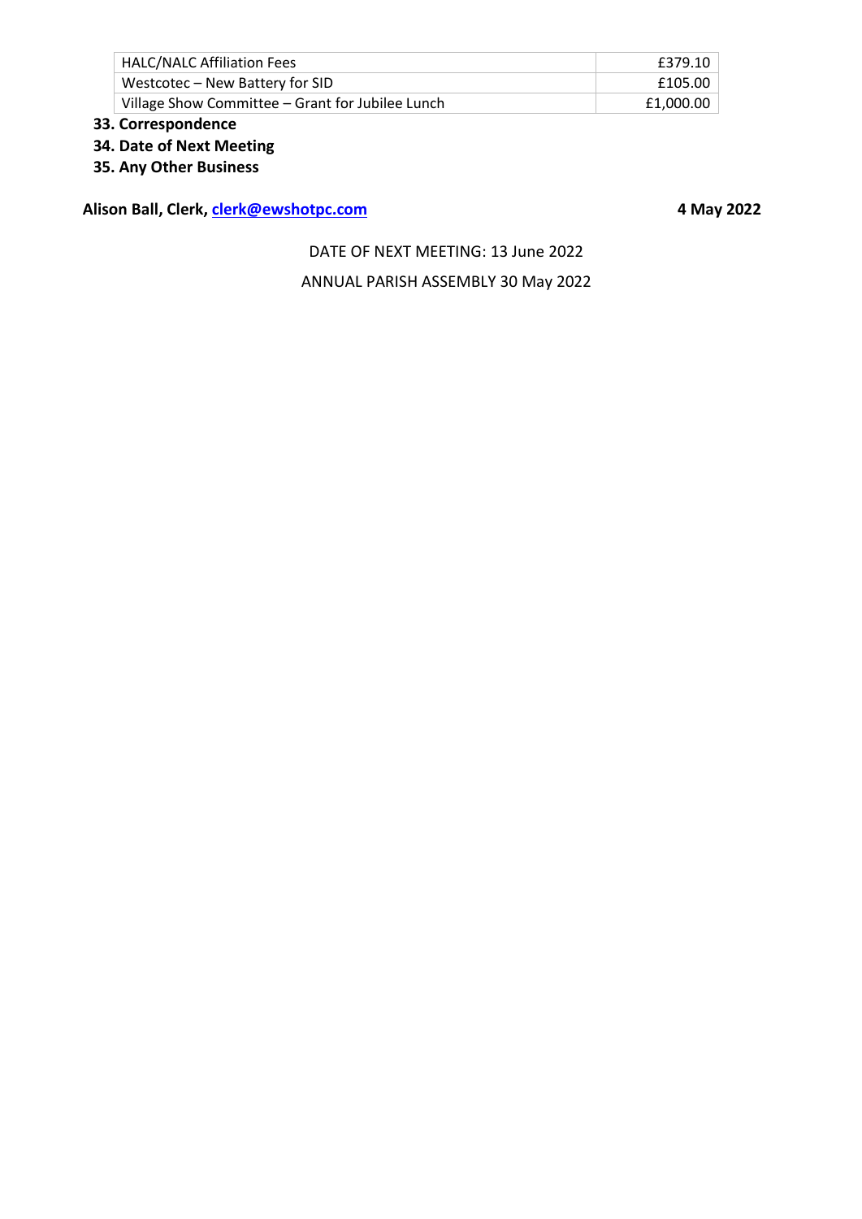| | |
|---|---|
| HALC/NALC Affiliation Fees | £379.10 |
| Westcotec – New Battery for SID | £105.00 |
| Village Show Committee – Grant for Jubilee Lunch | £1,000.00 |

**33. Correspondence**

**34. Date of Next Meeting**

**35. Any Other Business**

**Alison Ball, Clerk, clerk@ewshotpc.com** **4 May 2022**

DATE OF NEXT MEETING: 13 June 2022

ANNUAL PARISH ASSEMBLY 30 May 2022